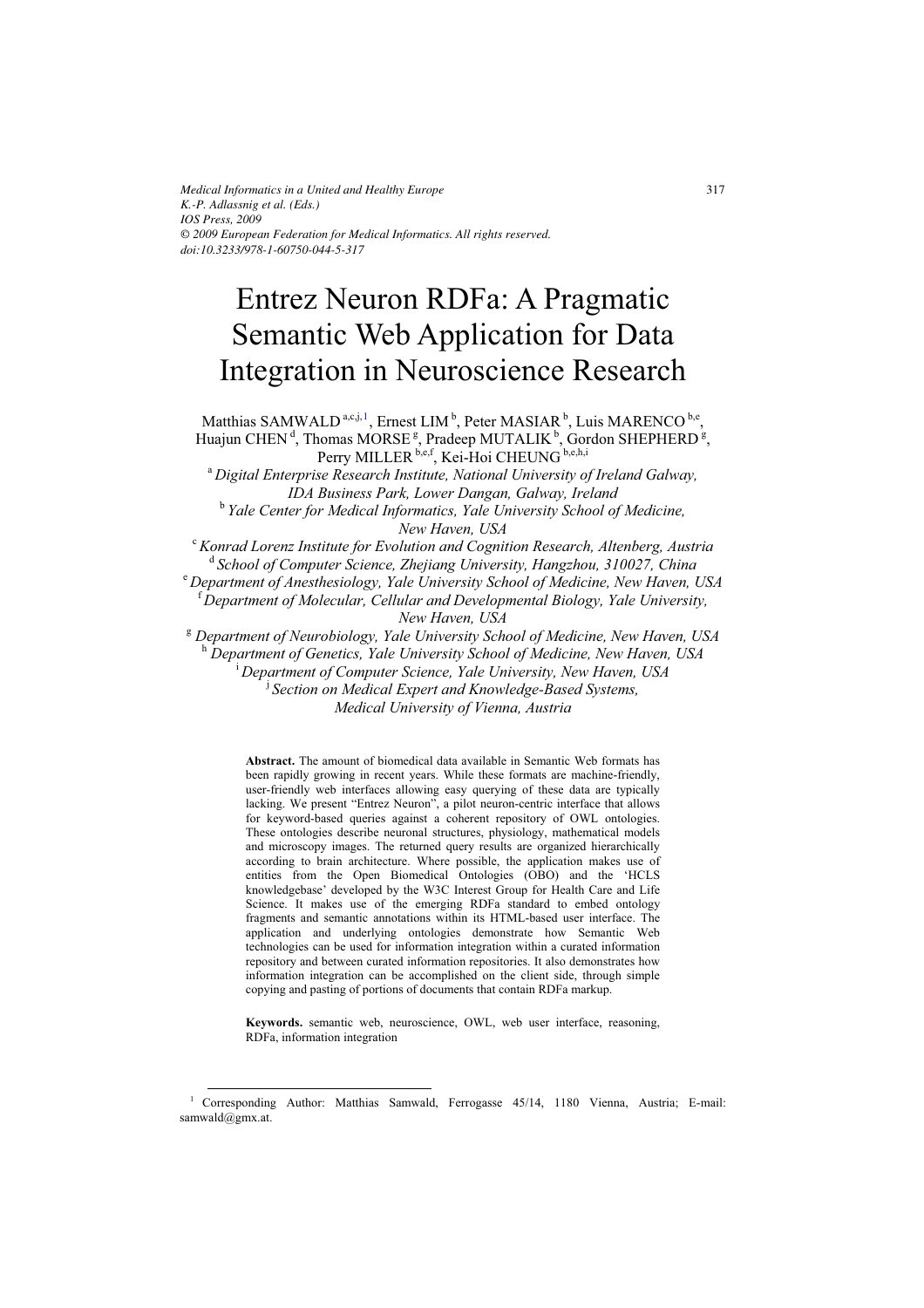*Medical Informatics in a United and Healthy Europe*
*K.-P. Adlassnig et al. (Eds.)*
*IOS Press, 2009*
*© 2009 European Federation for Medical Informatics. All rights reserved.*
*doi:10.3233/978-1-60750-044-5-317*

# Entrez Neuron RDFa: A Pragmatic Semantic Web Application for Data Integration in Neuroscience Research

Matthias SAMWALD [a,c,j,1], Ernest LIM [b], Peter MASIAR [b], Luis MARENCO [b,e], Huajun CHEN [d], Thomas MORSE [g], Pradeep MUTALIK [b], Gordon SHEPHERD [g], Perry MILLER [b,e,f], Kei-Hoi CHEUNG [b,e,h,i]

[a] *Digital Enterprise Research Institute, National University of Ireland Galway, IDA Business Park, Lower Dangan, Galway, Ireland*
[b] *Yale Center for Medical Informatics, Yale University School of Medicine, New Haven, USA*
[c] *Konrad Lorenz Institute for Evolution and Cognition Research, Altenberg, Austria*
[d] *School of Computer Science, Zhejiang University, Hangzhou, 310027, China*
[e] *Department of Anesthesiology, Yale University School of Medicine, New Haven, USA*
[f] *Department of Molecular, Cellular and Developmental Biology, Yale University, New Haven, USA*
[g] *Department of Neurobiology, Yale University School of Medicine, New Haven, USA*
[h] *Department of Genetics, Yale University School of Medicine, New Haven, USA*
[i] *Department of Computer Science, Yale University, New Haven, USA*
[j] *Section on Medical Expert and Knowledge-Based Systems, Medical University of Vienna, Austria*

**Abstract.** The amount of biomedical data available in Semantic Web formats has been rapidly growing in recent years. While these formats are machine-friendly, user-friendly web interfaces allowing easy querying of these data are typically lacking. We present "Entrez Neuron", a pilot neuron-centric interface that allows for keyword-based queries against a coherent repository of OWL ontologies. These ontologies describe neuronal structures, physiology, mathematical models and microscopy images. The returned query results are organized hierarchically according to brain architecture. Where possible, the application makes use of entities from the Open Biomedical Ontologies (OBO) and the 'HCLS knowledgebase' developed by the W3C Interest Group for Health Care and Life Science. It makes use of the emerging RDFa standard to embed ontology fragments and semantic annotations within its HTML-based user interface. The application and underlying ontologies demonstrate how Semantic Web technologies can be used for information integration within a curated information repository and between curated information repositories. It also demonstrates how information integration can be accomplished on the client side, through simple copying and pasting of portions of documents that contain RDFa markup.

**Keywords.** semantic web, neuroscience, OWL, web user interface, reasoning, RDFa, information integration

---

[1] Corresponding Author: Matthias Samwald, Ferrogasse 45/14, 1180 Vienna, Austria; E-mail: samwald@gmx.at.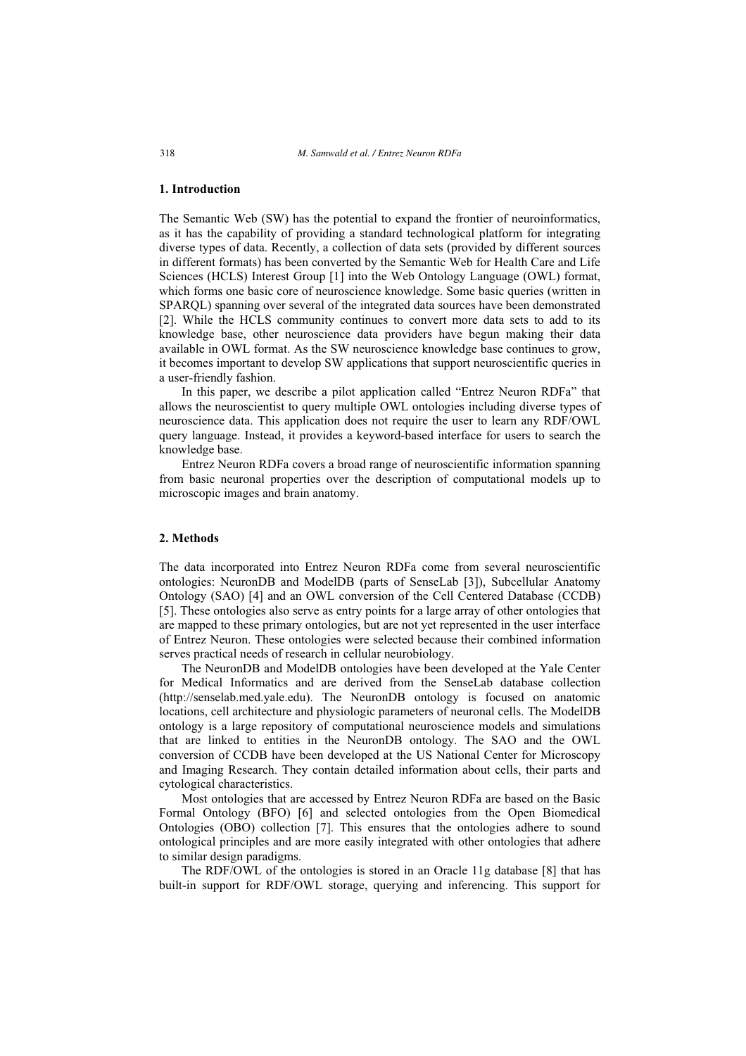## 1. Introduction

The Semantic Web (SW) has the potential to expand the frontier of neuroinformatics, as it has the capability of providing a standard technological platform for integrating diverse types of data. Recently, a collection of data sets (provided by different sources in different formats) has been converted by the Semantic Web for Health Care and Life Sciences (HCLS) Interest Group [1] into the Web Ontology Language (OWL) format, which forms one basic core of neuroscience knowledge. Some basic queries (written in SPARQL) spanning over several of the integrated data sources have been demonstrated [2]. While the HCLS community continues to convert more data sets to add to its knowledge base, other neuroscience data providers have begun making their data available in OWL format. As the SW neuroscience knowledge base continues to grow, it becomes important to develop SW applications that support neuroscientific queries in a user-friendly fashion.

In this paper, we describe a pilot application called "Entrez Neuron RDFa" that allows the neuroscientist to query multiple OWL ontologies including diverse types of neuroscience data. This application does not require the user to learn any RDF/OWL query language. Instead, it provides a keyword-based interface for users to search the knowledge base.

Entrez Neuron RDFa covers a broad range of neuroscientific information spanning from basic neuronal properties over the description of computational models up to microscopic images and brain anatomy.

## 2. Methods

The data incorporated into Entrez Neuron RDFa come from several neuroscientific ontologies: NeuronDB and ModelDB (parts of SenseLab [3]), Subcellular Anatomy Ontology (SAO) [4] and an OWL conversion of the Cell Centered Database (CCDB) [5]. These ontologies also serve as entry points for a large array of other ontologies that are mapped to these primary ontologies, but are not yet represented in the user interface of Entrez Neuron. These ontologies were selected because their combined information serves practical needs of research in cellular neurobiology.

The NeuronDB and ModelDB ontologies have been developed at the Yale Center for Medical Informatics and are derived from the SenseLab database collection (http://senselab.med.yale.edu). The NeuronDB ontology is focused on anatomic locations, cell architecture and physiologic parameters of neuronal cells. The ModelDB ontology is a large repository of computational neuroscience models and simulations that are linked to entities in the NeuronDB ontology. The SAO and the OWL conversion of CCDB have been developed at the US National Center for Microscopy and Imaging Research. They contain detailed information about cells, their parts and cytological characteristics.

Most ontologies that are accessed by Entrez Neuron RDFa are based on the Basic Formal Ontology (BFO) [6] and selected ontologies from the Open Biomedical Ontologies (OBO) collection [7]. This ensures that the ontologies adhere to sound ontological principles and are more easily integrated with other ontologies that adhere to similar design paradigms.

The RDF/OWL of the ontologies is stored in an Oracle 11g database [8] that has built-in support for RDF/OWL storage, querying and inferencing. This support for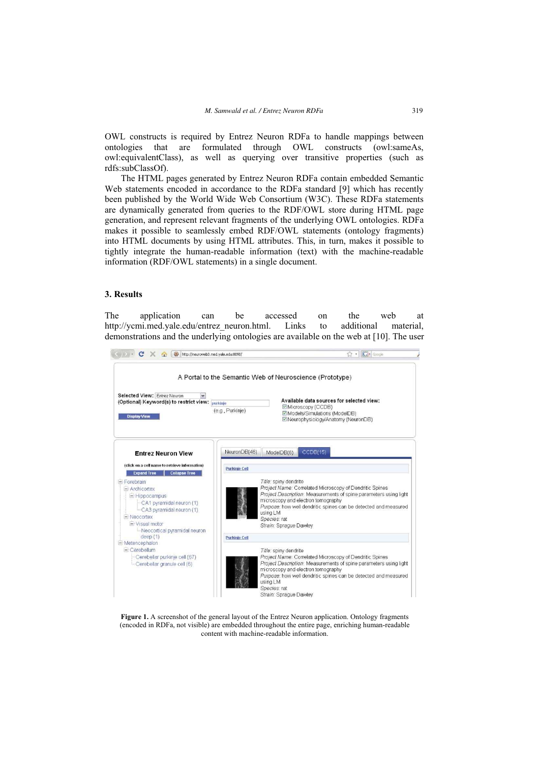OWL constructs is required by Entrez Neuron RDFa to handle mappings between ontologies that are formulated through OWL constructs (owl:sameAs, owl:equivalentClass), as well as querying over transitive properties (such as rdfs:subClassOf).

The HTML pages generated by Entrez Neuron RDFa contain embedded Semantic Web statements encoded in accordance to the RDFa standard [9] which has recently been published by the World Wide Web Consortium (W3C). These RDFa statements are dynamically generated from queries to the RDF/OWL store during HTML page generation, and represent relevant fragments of the underlying OWL ontologies. RDFa makes it possible to seamlessly embed RDF/OWL statements (ontology fragments) into HTML documents by using HTML attributes. This, in turn, makes it possible to tightly integrate the human-readable information (text) with the machine-readable information (RDF/OWL statements) in a single document.

## 3. Results

The application can be accessed on the web at http://ycmi.med.yale.edu/entrez_neuron.html. Links to additional material, demonstrations and the underlying ontologies are available on the web at [10]. The user

**Figure 1.** A screenshot of the general layout of the Entrez Neuron application. Ontology fragments (encoded in RDFa, not visible) are embedded throughout the entire page, enriching human-readable content with machine-readable information.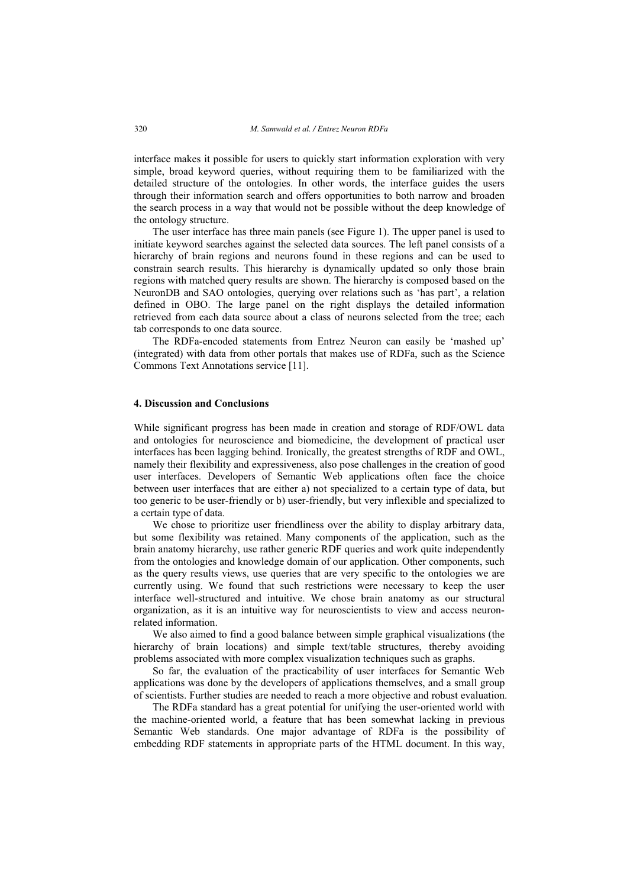interface makes it possible for users to quickly start information exploration with very simple, broad keyword queries, without requiring them to be familiarized with the detailed structure of the ontologies. In other words, the interface guides the users through their information search and offers opportunities to both narrow and broaden the search process in a way that would not be possible without the deep knowledge of the ontology structure.

The user interface has three main panels (see Figure 1). The upper panel is used to initiate keyword searches against the selected data sources. The left panel consists of a hierarchy of brain regions and neurons found in these regions and can be used to constrain search results. This hierarchy is dynamically updated so only those brain regions with matched query results are shown. The hierarchy is composed based on the NeuronDB and SAO ontologies, querying over relations such as 'has part', a relation defined in OBO. The large panel on the right displays the detailed information retrieved from each data source about a class of neurons selected from the tree; each tab corresponds to one data source.

The RDFa-encoded statements from Entrez Neuron can easily be 'mashed up' (integrated) with data from other portals that makes use of RDFa, such as the Science Commons Text Annotations service [11].

## 4. Discussion and Conclusions

While significant progress has been made in creation and storage of RDF/OWL data and ontologies for neuroscience and biomedicine, the development of practical user interfaces has been lagging behind. Ironically, the greatest strengths of RDF and OWL, namely their flexibility and expressiveness, also pose challenges in the creation of good user interfaces. Developers of Semantic Web applications often face the choice between user interfaces that are either a) not specialized to a certain type of data, but too generic to be user-friendly or b) user-friendly, but very inflexible and specialized to a certain type of data.

We chose to prioritize user friendliness over the ability to display arbitrary data, but some flexibility was retained. Many components of the application, such as the brain anatomy hierarchy, use rather generic RDF queries and work quite independently from the ontologies and knowledge domain of our application. Other components, such as the query results views, use queries that are very specific to the ontologies we are currently using. We found that such restrictions were necessary to keep the user interface well-structured and intuitive. We chose brain anatomy as our structural organization, as it is an intuitive way for neuroscientists to view and access neuron-related information.

We also aimed to find a good balance between simple graphical visualizations (the hierarchy of brain locations) and simple text/table structures, thereby avoiding problems associated with more complex visualization techniques such as graphs.

So far, the evaluation of the practicability of user interfaces for Semantic Web applications was done by the developers of applications themselves, and a small group of scientists. Further studies are needed to reach a more objective and robust evaluation.

The RDFa standard has a great potential for unifying the user-oriented world with the machine-oriented world, a feature that has been somewhat lacking in previous Semantic Web standards. One major advantage of RDFa is the possibility of embedding RDF statements in appropriate parts of the HTML document. In this way,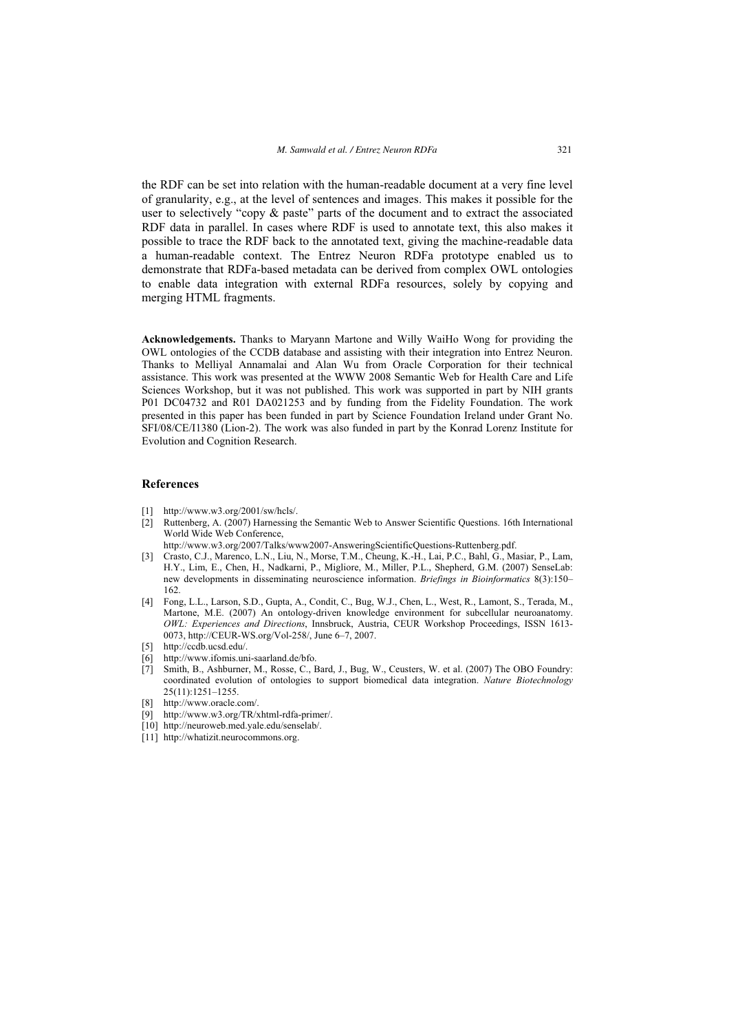the RDF can be set into relation with the human-readable document at a very fine level of granularity, e.g., at the level of sentences and images. This makes it possible for the user to selectively "copy & paste" parts of the document and to extract the associated RDF data in parallel. In cases where RDF is used to annotate text, this also makes it possible to trace the RDF back to the annotated text, giving the machine-readable data a human-readable context. The Entrez Neuron RDFa prototype enabled us to demonstrate that RDFa-based metadata can be derived from complex OWL ontologies to enable data integration with external RDFa resources, solely by copying and merging HTML fragments.

**Acknowledgements.** Thanks to Maryann Martone and Willy WaiHo Wong for providing the OWL ontologies of the CCDB database and assisting with their integration into Entrez Neuron. Thanks to Melliyal Annamalai and Alan Wu from Oracle Corporation for their technical assistance. This work was presented at the WWW 2008 Semantic Web for Health Care and Life Sciences Workshop, but it was not published. This work was supported in part by NIH grants P01 DC04732 and R01 DA021253 and by funding from the Fidelity Foundation. The work presented in this paper has been funded in part by Science Foundation Ireland under Grant No. SFI/08/CE/I1380 (Lion-2). The work was also funded in part by the Konrad Lorenz Institute for Evolution and Cognition Research.

## References

[1] http://www.w3.org/2001/sw/hcls/.

[2] Ruttenberg, A. (2007) Harnessing the Semantic Web to Answer Scientific Questions. 16th International World Wide Web Conference, http://www.w3.org/2007/Talks/www2007-AnsweringScientificQuestions-Ruttenberg.pdf.

[3] Crasto, C.J., Marenco, L.N., Liu, N., Morse, T.M., Cheung, K.-H., Lai, P.C., Bahl, G., Masiar, P., Lam, H.Y., Lim, E., Chen, H., Nadkarni, P., Migliore, M., Miller, P.L., Shepherd, G.M. (2007) SenseLab: new developments in disseminating neuroscience information. *Briefings in Bioinformatics* 8(3):150–162.

[4] Fong, L.L., Larson, S.D., Gupta, A., Condit, C., Bug, W.J., Chen, L., West, R., Lamont, S., Terada, M., Martone, M.E. (2007) An ontology-driven knowledge environment for subcellular neuroanatomy. *OWL: Experiences and Directions*, Innsbruck, Austria, CEUR Workshop Proceedings, ISSN 1613-0073, http://CEUR-WS.org/Vol-258/, June 6–7, 2007.

[5] http://ccdb.ucsd.edu/.

[6] http://www.ifomis.uni-saarland.de/bfo.

[7] Smith, B., Ashburner, M., Rosse, C., Bard, J., Bug, W., Ceusters, W. et al. (2007) The OBO Foundry: coordinated evolution of ontologies to support biomedical data integration. *Nature Biotechnology* 25(11):1251–1255.

[8] http://www.oracle.com/.

[9] http://www.w3.org/TR/xhtml-rdfa-primer/.

[10] http://neuroweb.med.yale.edu/senselab/.

[11] http://whatizit.neurocommons.org.